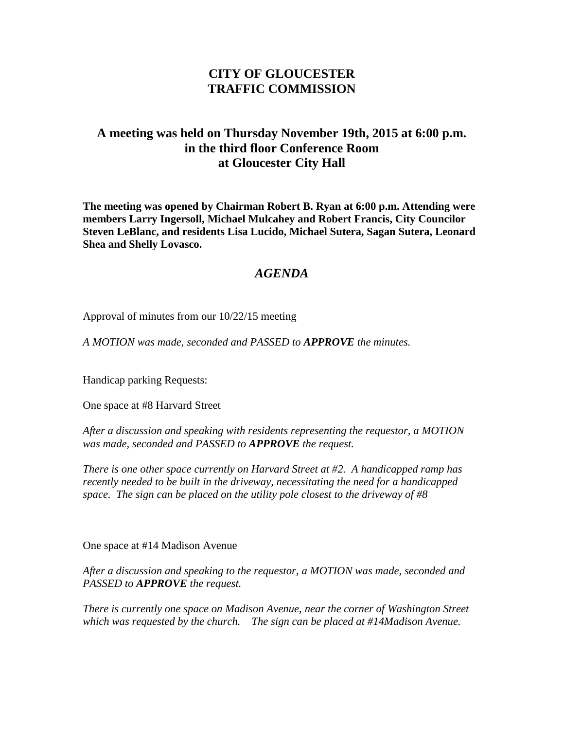# CITY OF GLOUCESTER
# TRAFFIC COMMISSION

## A meeting was held on Thursday November 19th, 2015 at 6:00 p.m. in the third floor Conference Room at Gloucester City Hall

**The meeting was opened by Chairman Robert B. Ryan at 6:00 p.m. Attending were members Larry Ingersoll, Michael Mulcahey and Robert Francis, City Councilor Steven LeBlanc, and residents Lisa Lucido, Michael Sutera, Sagan Sutera, Leonard Shea and Shelly Lovasco.**

## *AGENDA*

Approval of minutes from our 10/22/15 meeting

*A MOTION was made, seconded and PASSED to* ***APPROVE*** *the minutes.*

Handicap parking Requests:

One space at #8 Harvard Street

*After a discussion and speaking with residents representing the requestor, a MOTION was made, seconded and PASSED to* ***APPROVE*** *the request.*

*There is one other space currently on Harvard Street at #2. A handicapped ramp has recently needed to be built in the driveway, necessitating the need for a handicapped space. The sign can be placed on the utility pole closest to the driveway of #8*

One space at #14 Madison Avenue

*After a discussion and speaking to the requestor, a MOTION was made, seconded and PASSED to* ***APPROVE*** *the request.*

*There is currently one space on Madison Avenue, near the corner of Washington Street which was requested by the church. The sign can be placed at #14Madison Avenue.*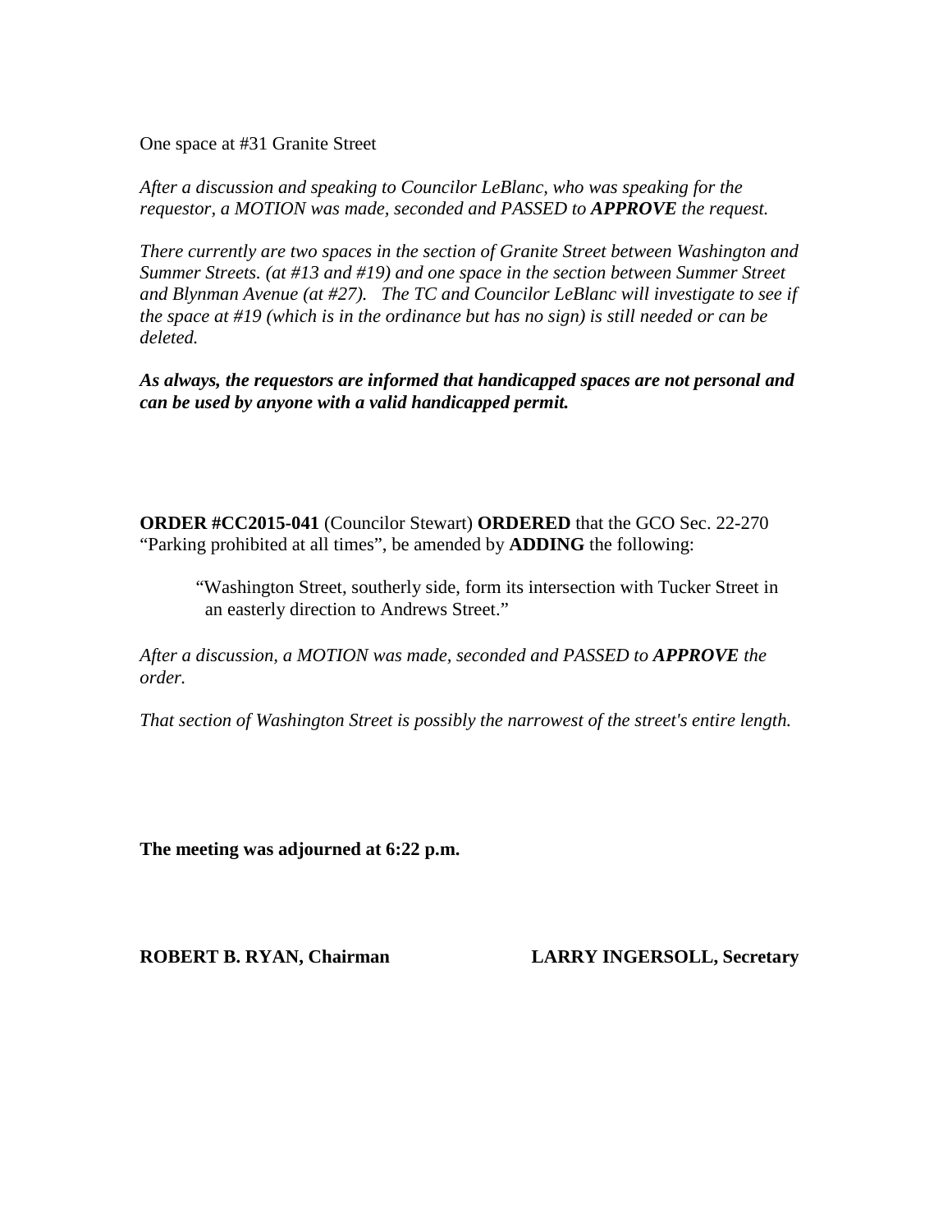One space at #31 Granite Street

*After a discussion and speaking to Councilor LeBlanc, who was speaking for the requestor, a MOTION was made, seconded and PASSED to **APPROVE** the request.*

*There currently are two spaces in the section of Granite Street between Washington and Summer Streets. (at #13 and #19) and one space in the section between Summer Street and Blynman Avenue (at #27). The TC and Councilor LeBlanc will investigate to see if the space at #19 (which is in the ordinance but has no sign) is still needed or can be deleted.*

***As always, the requestors are informed that handicapped spaces are not personal and can be used by anyone with a valid handicapped permit.***

**ORDER #CC2015-041** (Councilor Stewart) **ORDERED** that the GCO Sec. 22-270 "Parking prohibited at all times", be amended by **ADDING** the following:

> "Washington Street, southerly side, form its intersection with Tucker Street in an easterly direction to Andrews Street."

*After a discussion, a MOTION was made, seconded and PASSED to **APPROVE** the order.*

*That section of Washington Street is possibly the narrowest of the street's entire length.*

**The meeting was adjourned at 6:22 p.m.**

**ROBERT B. RYAN, Chairman** **LARRY INGERSOLL, Secretary**